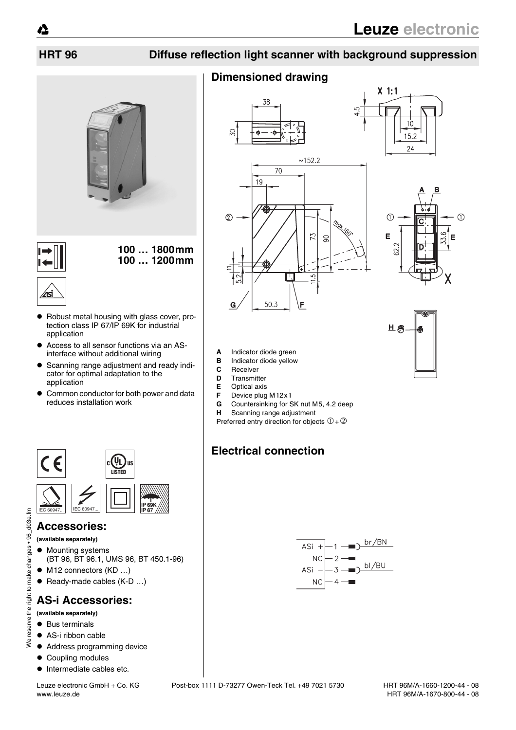# HRT 96

## Diffuse reflection light scanner with background suppression

**100 … 1800mm**
**100 … 1200mm**

- Robust metal housing with glass cover, protection class IP 67/IP 69K for industrial application
- Access to all sensor functions via an AS-interface without additional wiring
- Scanning range adjustment and ready indicator for optimal adaptation to the application
- Common conductor for both power and data reduces installation work

## Accessories:

**(available separately)**

- Mounting systems (BT 96, BT 96.1, UMS 96, BT 450.1-96)
- M12 connectors (KD …)
- Ready-made cables (K-D …)

## AS-i Accessories:

**(available separately)**

- Bus terminals
- AS-i ribbon cable
- Address programming device
- Coupling modules
- Intermediate cables etc.

## Dimensioned drawing

**A** Indicator diode green
**B** Indicator diode yellow
**C** Receiver
**D** Transmitter
**E** Optical axis
**F** Device plug M12x1
**G** Countersinking for SK nut M5, 4.2 deep
**H** Scanning range adjustment

Preferred entry direction for objects ① + ②

## Electrical connection

| Pin | Signal | Wire |
|---|---|---|
| 1 | ASi + | br/BN |
| 2 | NC | |
| 3 | ASi – | bl/BU |
| 4 | NC | |

Leuze electronic GmbH + Co. KG
www.leuze.de

Post-box 1111 D-73277 Owen-Teck Tel. +49 7021 5730

HRT 96M/A-1660-1200-44 - 08
HRT 96M/A-1670-800-44 - 08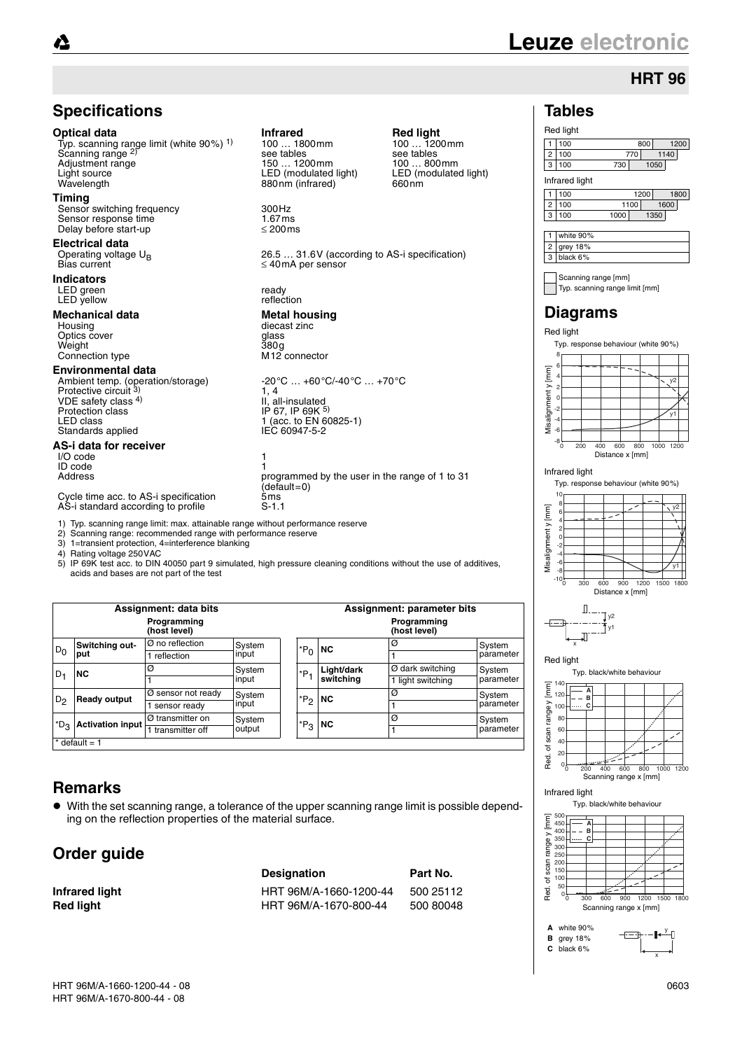# HRT 96

## Specifications

| | Infrared | Red light |
|---|---|---|
| **Optical data** | | |
| Typ. scanning range limit (white 90%) [1] | 100 … 1800mm | 100 … 1200mm |
| Scanning range [2] | see tables | see tables |
| Adjustment range | 150 … 1200mm | 100 … 800mm |
| Light source | LED (modulated light) | LED (modulated light) |
| Wavelength | 880nm (infrared) | 660nm |

**Timing**

| | |
|---|---|
| Sensor switching frequency | 300Hz |
| Sensor response time | 1.67ms |
| Delay before start-up | ≤ 200ms |

**Electrical data**

| | |
|---|---|
| Operating voltage $U_B$ | 26.5 … 31.6V (according to AS-i specification) |
| Bias current | ≤ 40mA per sensor |

**Indicators**

| | |
|---|---|
| LED green | ready |
| LED yellow | reflection |

**Mechanical data** — **Metal housing**

| | |
|---|---|
| Housing | diecast zinc |
| Optics cover | glass |
| Weight | 380g |
| Connection type | M12 connector |

**Environmental data**

| | |
|---|---|
| Ambient temp. (operation/storage) | -20°C … +60°C/-40°C … +70°C |
| Protective circuit [3] | 1, 4 |
| VDE safety class [4] | II, all-insulated |
| Protection class | IP 67, IP 69K [5] |
| LED class | 1 (acc. to EN 60825-1) |
| Standards applied | IEC 60947-5-2 |

**AS-i data for receiver**

| | |
|---|---|
| I/O code | 1 |
| ID code | 1 |
| Address | programmed by the user in the range of 1 to 31 (default=0) |
| Cycle time acc. to AS-i specification | 5ms |
| AS-i standard according to profile | S-1.1 |

1) Typ. scanning range limit: max. attainable range without performance reserve
2) Scanning range: recommended range with performance reserve
3) 1=transient protection, 4=interference blanking
4) Rating voltage 250VAC
5) IP 69K test acc. to DIN 40050 part 9 simulated, high pressure cleaning conditions without the use of additives, acids and bases are not part of the test

**Assignment: data bits**

| | | Programming (host level) | |
|---|---|---|---|
| $D_0$ | Switching output | Ø no reflection | System input |
| | | 1 reflection | |
| $D_1$ | NC | Ø | System input |
| | | 1 | |
| $D_2$ | Ready output | Ø sensor not ready | System input |
| | | 1 sensor ready | |
| *$D_3$ | Activation input | Ø transmitter on | System output |
| | | 1 transmitter off | |

\* default = 1

**Assignment: parameter bits**

| | | Programming (host level) | |
|---|---|---|---|
| *$P_0$ | NC | Ø | System parameter |
| | | 1 | |
| *$P_1$ | Light/dark switching | Ø dark switching | System parameter |
| | | 1 light switching | |
| *$P_2$ | NC | Ø | System parameter |
| | | 1 | |
| *$P_3$ | NC | Ø | System parameter |
| | | 1 | |

## Remarks

- With the set scanning range, a tolerance of the upper scanning range limit is possible depending on the reflection properties of the material surface.

## Order guide

| | Designation | Part No. |
|---|---|---|
| **Infrared light** | HRT 96M/A-1660-1200-44 | 500 25112 |
| **Red light** | HRT 96M/A-1670-800-44 | 500 80048 |

## Tables

Red light

| | | | |
|---|---|---|---|
| 1 | 100 | 800 | 1200 |
| 2 | 100 | 770 | 1140 |
| 3 | 100 | 730 | 1050 |

Infrared light

| | | | |
|---|---|---|---|
| 1 | 100 | 1200 | 1800 |
| 2 | 100 | 1100 | 1600 |
| 3 | 100 | 1000 | 1350 |

| | |
|---|---|
| 1 | white 90% |
| 2 | grey 18% |
| 3 | black 6% |

Scanning range [mm]
Typ. scanning range limit [mm]

## Diagrams

Red light
Typ. response behaviour (white 90%)
Misalignment y [mm]
Distance x [mm]
y1
y2

Infrared light
Typ. response behaviour (white 90%)
Misalignment y [mm]
Distance x [mm]
y1
y2

Red light
Typ. black/white behaviour
Red. of scan range y [mm]
Scanning range x [mm]

Infrared light
Typ. black/white behaviour
Red. of scan range y [mm]
Scanning range x [mm]

**A** white 90%
**B** grey 18%
**C** black 6%

HRT 96M/A-1660-1200-44 - 08
HRT 96M/A-1670-800-44 - 08